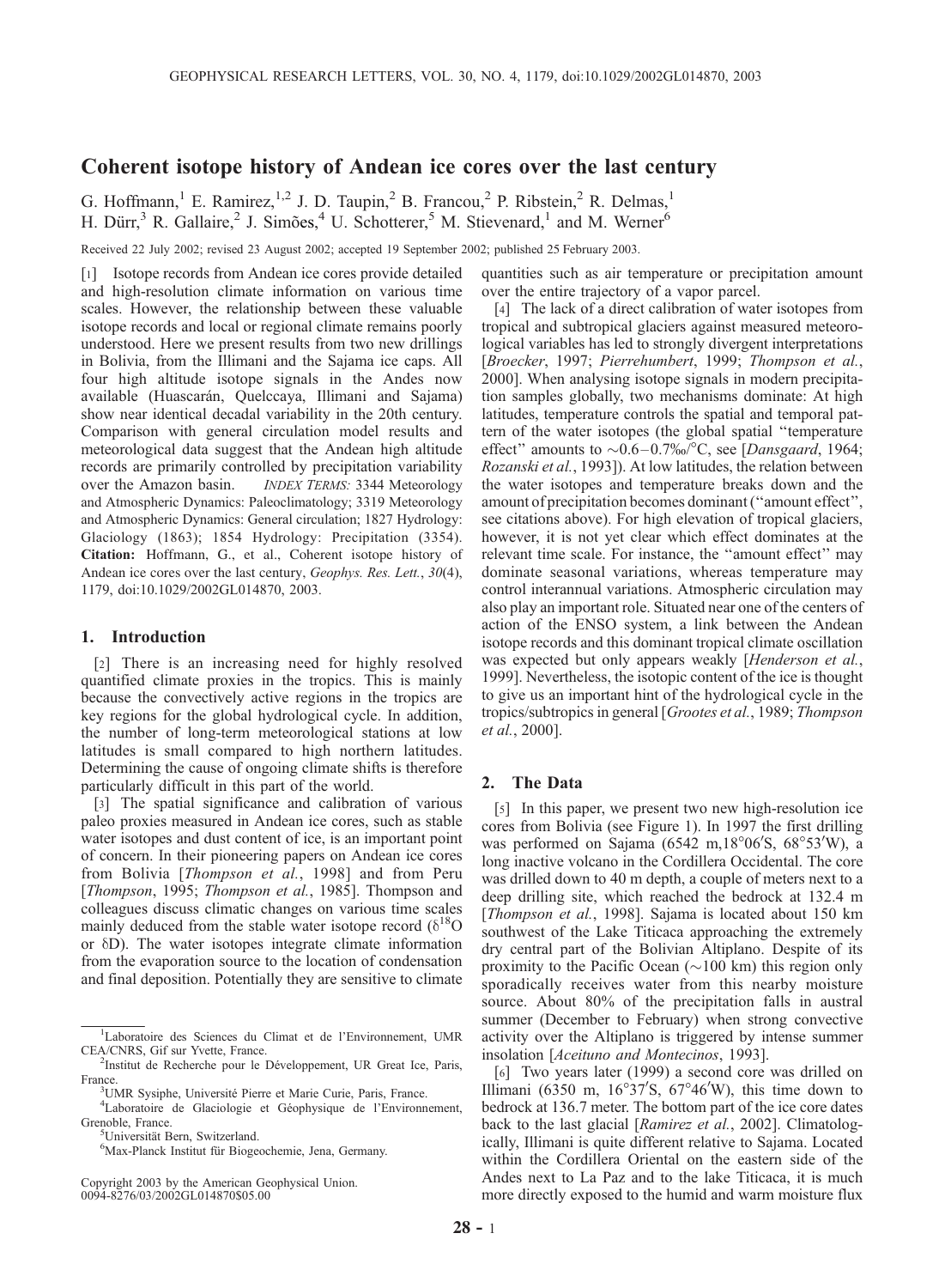# Coherent isotope history of Andean ice cores over the last century

G. Hoffmann,[1] E. Ramirez,[1,2] J. D. Taupin,[2] B. Francou,[2] P. Ribstein,[2] R. Delmas,[1] H. Dürr,[3] R. Gallaire,[2] J. Simões,[4] U. Schotterer,[5] M. Stievenard,[1] and M. Werner[6]

Received 22 July 2002; revised 23 August 2002; accepted 19 September 2002; published 25 February 2003.

[1] Isotope records from Andean ice cores provide detailed and high-resolution climate information on various time scales. However, the relationship between these valuable isotope records and local or regional climate remains poorly understood. Here we present results from two new drillings in Bolivia, from the Illimani and the Sajama ice caps. All four high altitude isotope signals in the Andes now available (Huascarán, Quelccaya, Illimani and Sajama) show near identical decadal variability in the 20th century. Comparison with general circulation model results and meteorological data suggest that the Andean high altitude records are primarily controlled by precipitation variability over the Amazon basin. *INDEX TERMS:* 3344 Meteorology and Atmospheric Dynamics: Paleoclimatology; 3319 Meteorology and Atmospheric Dynamics: General circulation; 1827 Hydrology: Glaciology (1863); 1854 Hydrology: Precipitation (3354). **Citation:** Hoffmann, G., et al., Coherent isotope history of Andean ice cores over the last century, *Geophys. Res. Lett.*, *30*(4), 1179, doi:10.1029/2002GL014870, 2003.

## 1. Introduction

[2] There is an increasing need for highly resolved quantified climate proxies in the tropics. This is mainly because the convectively active regions in the tropics are key regions for the global hydrological cycle. In addition, the number of long-term meteorological stations at low latitudes is small compared to high northern latitudes. Determining the cause of ongoing climate shifts is therefore particularly difficult in this part of the world.

[3] The spatial significance and calibration of various paleo proxies measured in Andean ice cores, such as stable water isotopes and dust content of ice, is an important point of concern. In their pioneering papers on Andean ice cores from Bolivia [*Thompson et al.*, 1998] and from Peru [*Thompson*, 1995; *Thompson et al.*, 1985]. Thompson and colleagues discuss climatic changes on various time scales mainly deduced from the stable water isotope record ($\delta^{18}O$ or $\delta D$). The water isotopes integrate climate information from the evaporation source to the location of condensation and final deposition. Potentially they are sensitive to climate quantities such as air temperature or precipitation amount over the entire trajectory of a vapor parcel.

[4] The lack of a direct calibration of water isotopes from tropical and subtropical glaciers against measured meteorological variables has led to strongly divergent interpretations [*Broecker*, 1997; *Pierrehumbert*, 1999; *Thompson et al.*, 2000]. When analysing isotope signals in modern precipitation samples globally, two mechanisms dominate: At high latitudes, temperature controls the spatial and temporal pattern of the water isotopes (the global spatial "temperature effect" amounts to ~0.6–0.7‰/°C, see [*Dansgaard*, 1964; *Rozanski et al.*, 1993]). At low latitudes, the relation between the water isotopes and temperature breaks down and the amount of precipitation becomes dominant ("amount effect", see citations above). For high elevation of tropical glaciers, however, it is not yet clear which effect dominates at the relevant time scale. For instance, the "amount effect" may dominate seasonal variations, whereas temperature may control interannual variations. Atmospheric circulation may also play an important role. Situated near one of the centers of action of the ENSO system, a link between the Andean isotope records and this dominant tropical climate oscillation was expected but only appears weakly [*Henderson et al.*, 1999]. Nevertheless, the isotopic content of the ice is thought to give us an important hint of the hydrological cycle in the tropics/subtropics in general [*Grootes et al.*, 1989; *Thompson et al.*, 2000].

## 2. The Data

[5] In this paper, we present two new high-resolution ice cores from Bolivia (see Figure 1). In 1997 the first drilling was performed on Sajama (6542 m, 18°06′S, 68°53′W), a long inactive volcano in the Cordillera Occidental. The core was drilled down to 40 m depth, a couple of meters next to a deep drilling site, which reached the bedrock at 132.4 m [*Thompson et al.*, 1998]. Sajama is located about 150 km southwest of the Lake Titicaca approaching the extremely dry central part of the Bolivian Altiplano. Despite of its proximity to the Pacific Ocean (~100 km) this region only sporadically receives water from this nearby moisture source. About 80% of the precipitation falls in austral summer (December to February) when strong convective activity over the Altiplano is triggered by intense summer insolation [*Aceituno and Montecinos*, 1993].

[6] Two years later (1999) a second core was drilled on Illimani (6350 m, 16°37′S, 67°46′W), this time down to bedrock at 136.7 meter. The bottom part of the ice core dates back to the last glacial [*Ramirez et al.*, 2002]. Climatologically, Illimani is quite different relative to Sajama. Located within the Cordillera Oriental on the eastern side of the Andes next to La Paz and to the lake Titicaca, it is much more directly exposed to the humid and warm moisture flux

---

[1] Laboratoire des Sciences du Climat et de l'Environnement, UMR CEA/CNRS, Gif sur Yvette, France.

[2] Institut de Recherche pour le Développement, UR Great Ice, Paris, France.

[3] UMR Sysiphe, Université Pierre et Marie Curie, Paris, France.

[4] Laboratoire de Glaciologie et Géophysique de l'Environnement, Grenoble, France.

[5] Universität Bern, Switzerland.

[6] Max-Planck Institut für Biogeochemie, Jena, Germany.

Copyright 2003 by the American Geophysical Union.
0094-8276/03/2002GL014870$05.00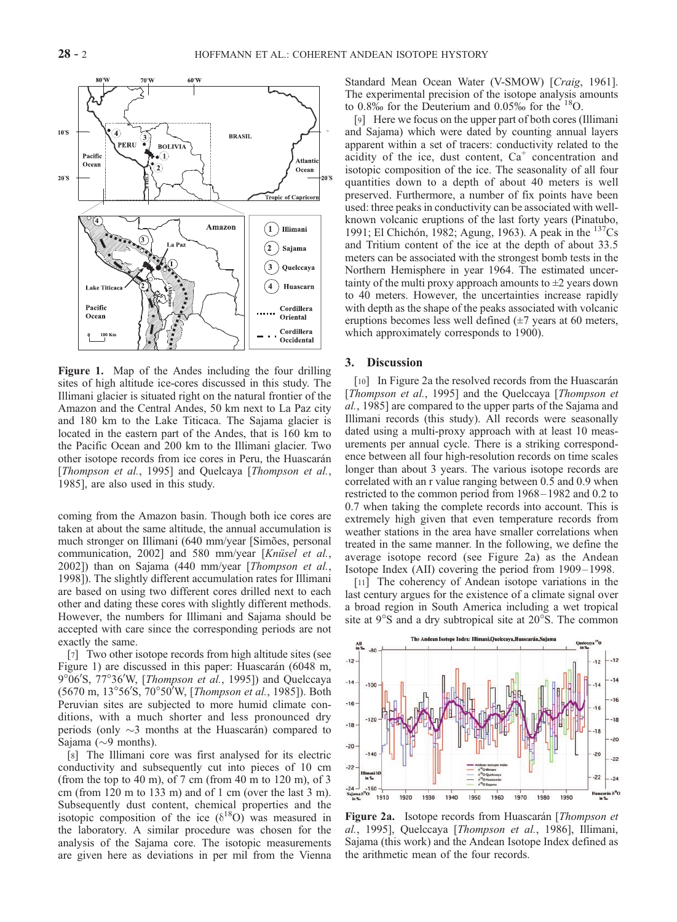**Figure 1.** Map of the Andes including the four drilling sites of high altitude ice-cores discussed in this study. The Illimani glacier is situated right on the natural frontier of the Amazon and the Central Andes, 50 km next to La Paz city and 180 km to the Lake Titicaca. The Sajama glacier is located in the eastern part of the Andes, that is 160 km to the Pacific Ocean and 200 km to the Illimani glacier. Two other isotope records from ice cores in Peru, the Huascarán [*Thompson et al.*, 1995] and Quelcaya [*Thompson et al.*, 1985], are also used in this study.

coming from the Amazon basin. Though both ice cores are taken at about the same altitude, the annual accumulation is much stronger on Illimani (640 mm/year [Simões, personal communication, 2002] and 580 mm/year [*Knüsel et al.*, 2002]) than on Sajama (440 mm/year [*Thompson et al.*, 1998]). The slightly different accumulation rates for Illimani are based on using two different cores drilled next to each other and dating these cores with slightly different methods. However, the numbers for Illimani and Sajama should be accepted with care since the corresponding periods are not exactly the same.

[7] Two other isotope records from high altitude sites (see Figure 1) are discussed in this paper: Huascarán (6048 m, 9°06′S, 77°36′W, [*Thompson et al.*, 1995]) and Quelccaya (5670 m, 13°56′S, 70°50′W, [*Thompson et al.*, 1985]). Both Peruvian sites are subjected to more humid climate conditions, with a much shorter and less pronounced dry periods (only ~3 months at the Huascarán) compared to Sajama (~9 months).

[8] The Illimani core was first analysed for its electric conductivity and subsequently cut into pieces of 10 cm (from the top to 40 m), of 7 cm (from 40 m to 120 m), of 3 cm (from 120 m to 133 m) and of 1 cm (over the last 3 m). Subsequently dust content, chemical properties and the isotopic composition of the ice ($\delta^{18}O$) was measured in the laboratory. A similar procedure was chosen for the analysis of the Sajama core. The isotopic measurements are given here as deviations in per mil from the Vienna Standard Mean Ocean Water (V-SMOW) [*Craig*, 1961]. The experimental precision of the isotope analysis amounts to 0.8‰ for the Deuterium and 0.05‰ for the $^{18}O$.

[9] Here we focus on the upper part of both cores (Illimani and Sajama) which were dated by counting annual layers apparent within a set of tracers: conductivity related to the acidity of the ice, dust content, $Ca^{+}$ concentration and isotopic composition of the ice. The seasonality of all four quantities down to a depth of about 40 meters is well preserved. Furthermore, a number of fix points have been used: three peaks in conductivity can be associated with well-known volcanic eruptions of the last forty years (Pinatubo, 1991; El Chichón, 1982; Agung, 1963). A peak in the $^{137}Cs$ and Tritium content of the ice at the depth of about 33.5 meters can be associated with the strongest bomb tests in the Northern Hemisphere in year 1964. The estimated uncertainty of the multi proxy approach amounts to ±2 years down to 40 meters. However, the uncertainties increase rapidly with depth as the shape of the peaks associated with volcanic eruptions becomes less well defined (±7 years at 60 meters, which approximately corresponds to 1900).

## 3. Discussion

[10] In Figure 2a the resolved records from the Huascarán [*Thompson et al.*, 1995] and the Quelccaya [*Thompson et al.*, 1985] are compared to the upper parts of the Sajama and Illimani records (this study). All records were seasonally dated using a multi-proxy approach with at least 10 measurements per annual cycle. There is a striking correspondence between all four high-resolution records on time scales longer than about 3 years. The various isotope records are correlated with an r value ranging between 0.5 and 0.9 when restricted to the common period from 1968–1982 and 0.2 to 0.7 when taking the complete records into account. This is extremely high given that even temperature records from weather stations in the area have smaller correlations when treated in the same manner. In the following, we define the average isotope record (see Figure 2a) as the Andean Isotope Index (AII) covering the period from 1909–1998.

[11] The coherency of Andean isotope variations in the last century argues for the existence of a climate signal over a broad region in South America including a wet tropical site at 9°S and a dry subtropical site at 20°S. The common

**Figure 2a.** Isotope records from Huascarán [*Thompson et al.*, 1995], Quelccaya [*Thompson et al.*, 1986], Illimani, Sajama (this work) and the Andean Isotope Index defined as the arithmetic mean of the four records.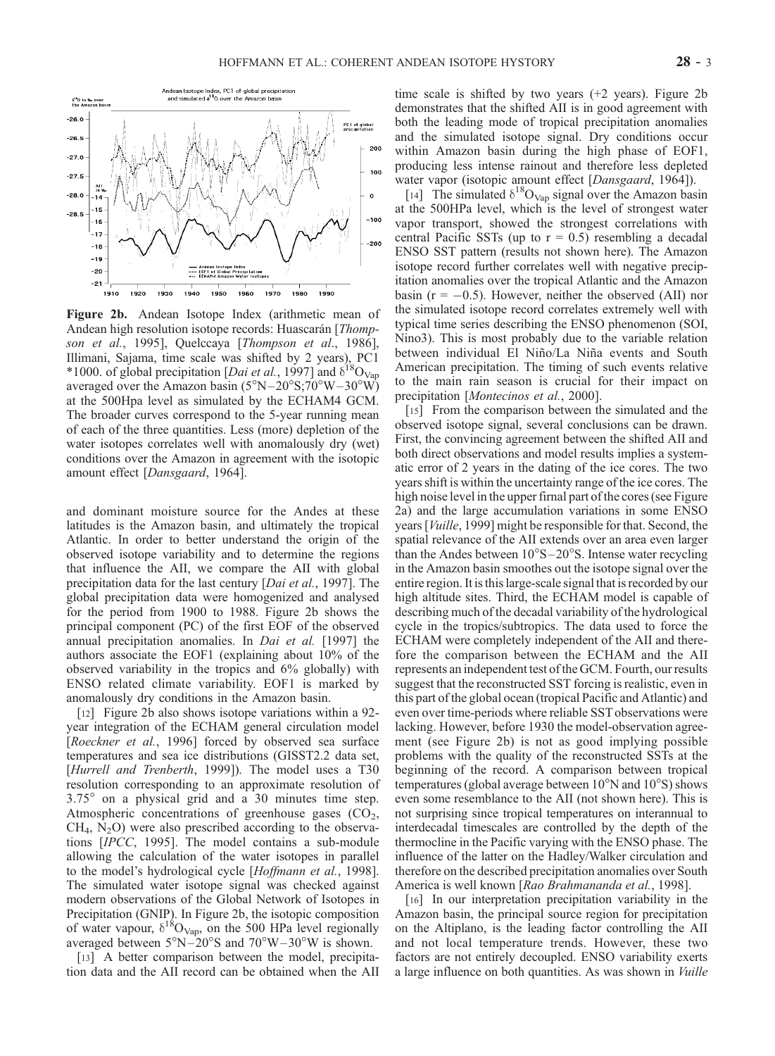**Figure 2b.** Andean Isotope Index (arithmetic mean of Andean high resolution isotope records: Huascarán [*Thompson et al.*, 1995], Quelccaya [*Thompson et al.*, 1986], Illimani, Sajama, time scale was shifted by 2 years), PC1 \*1000. of global precipitation [*Dai et al.*, 1997] and $\delta^{18}O_{Vap}$ averaged over the Amazon basin (5°N–20°S;70°W–30°W) at the 500Hpa level as simulated by the ECHAM4 GCM. The broader curves correspond to the 5-year running mean of each of the three quantities. Less (more) depletion of the water isotopes correlates well with anomalously dry (wet) conditions over the Amazon in agreement with the isotopic amount effect [*Dansgaard*, 1964].

and dominant moisture source for the Andes at these latitudes is the Amazon basin, and ultimately the tropical Atlantic. In order to better understand the origin of the observed isotope variability and to determine the regions that influence the AII, we compare the AII with global precipitation data for the last century [*Dai et al.*, 1997]. The global precipitation data were homogenized and analysed for the period from 1900 to 1988. Figure 2b shows the principal component (PC) of the first EOF of the observed annual precipitation anomalies. In *Dai et al.* [1997] the authors associate the EOF1 (explaining about 10% of the observed variability in the tropics and 6% globally) with ENSO related climate variability. EOF1 is marked by anomalously dry conditions in the Amazon basin.

[12] Figure 2b also shows isotope variations within a 92-year integration of the ECHAM general circulation model [*Roeckner et al.*, 1996] forced by observed sea surface temperatures and sea ice distributions (GISST2.2 data set, [*Hurrell and Trenberth*, 1999]). The model uses a T30 resolution corresponding to an approximate resolution of 3.75° on a physical grid and a 30 minutes time step. Atmospheric concentrations of greenhouse gases ($CO_2$, $CH_4$, $N_2O$) were also prescribed according to the observations [*IPCC*, 1995]. The model contains a sub-module allowing the calculation of the water isotopes in parallel to the model's hydrological cycle [*Hoffmann et al.*, 1998]. The simulated water isotope signal was checked against modern observations of the Global Network of Isotopes in Precipitation (GNIP). In Figure 2b, the isotopic composition of water vapour, $\delta^{18}O_{Vap}$, on the 500 HPa level regionally averaged between 5°N–20°S and 70°W–30°W is shown.

[13] A better comparison between the model, precipitation data and the AII record can be obtained when the AII time scale is shifted by two years (+2 years). Figure 2b demonstrates that the shifted AII is in good agreement with both the leading mode of tropical precipitation anomalies and the simulated isotope signal. Dry conditions occur within Amazon basin during the high phase of EOF1, producing less intense rainout and therefore less depleted water vapor (isotopic amount effect [*Dansgaard*, 1964]).

[14] The simulated $\delta^{18}O_{Vap}$ signal over the Amazon basin at the 500HPa level, which is the level of strongest water vapor transport, showed the strongest correlations with central Pacific SSTs (up to r = 0.5) resembling a decadal ENSO SST pattern (results not shown here). The Amazon isotope record further correlates well with negative precipitation anomalies over the tropical Atlantic and the Amazon basin (r = −0.5). However, neither the observed (AII) nor the simulated isotope record correlates extremely well with typical time series describing the ENSO phenomenon (SOI, Nino3). This is most probably due to the variable relation between individual El Niño/La Niña events and South American precipitation. The timing of such events relative to the main rain season is crucial for their impact on precipitation [*Montecinos et al.*, 2000].

[15] From the comparison between the simulated and the observed isotope signal, several conclusions can be drawn. First, the convincing agreement between the shifted AII and both direct observations and model results implies a systematic error of 2 years in the dating of the ice cores. The two years shift is within the uncertainty range of the ice cores. The high noise level in the upper firnal part of the cores (see Figure 2a) and the large accumulation variations in some ENSO years [*Vuille*, 1999] might be responsible for that. Second, the spatial relevance of the AII extends over an area even larger than the Andes between 10°S–20°S. Intense water recycling in the Amazon basin smoothes out the isotope signal over the entire region. It is this large-scale signal that is recorded by our high altitude sites. Third, the ECHAM model is capable of describing much of the decadal variability of the hydrological cycle in the tropics/subtropics. The data used to force the ECHAM were completely independent of the AII and therefore the comparison between the ECHAM and the AII represents an independent test of the GCM. Fourth, our results suggest that the reconstructed SST forcing is realistic, even in this part of the global ocean (tropical Pacific and Atlantic) and even over time-periods where reliable SST observations were lacking. However, before 1930 the model-observation agreement (see Figure 2b) is not as good implying possible problems with the quality of the reconstructed SSTs at the beginning of the record. A comparison between tropical temperatures (global average between 10°N and 10°S) shows even some resemblance to the AII (not shown here). This is not surprising since tropical temperatures on interannual to interdecadal timescales are controlled by the depth of the thermocline in the Pacific varying with the ENSO phase. The influence of the latter on the Hadley/Walker circulation and therefore on the described precipitation anomalies over South America is well known [*Rao Brahmananda et al.*, 1998].

[16] In our interpretation precipitation variability in the Amazon basin, the principal source region for precipitation on the Altiplano, is the leading factor controlling the AII and not local temperature trends. However, these two factors are not entirely decoupled. ENSO variability exerts a large influence on both quantities. As was shown in *Vuille*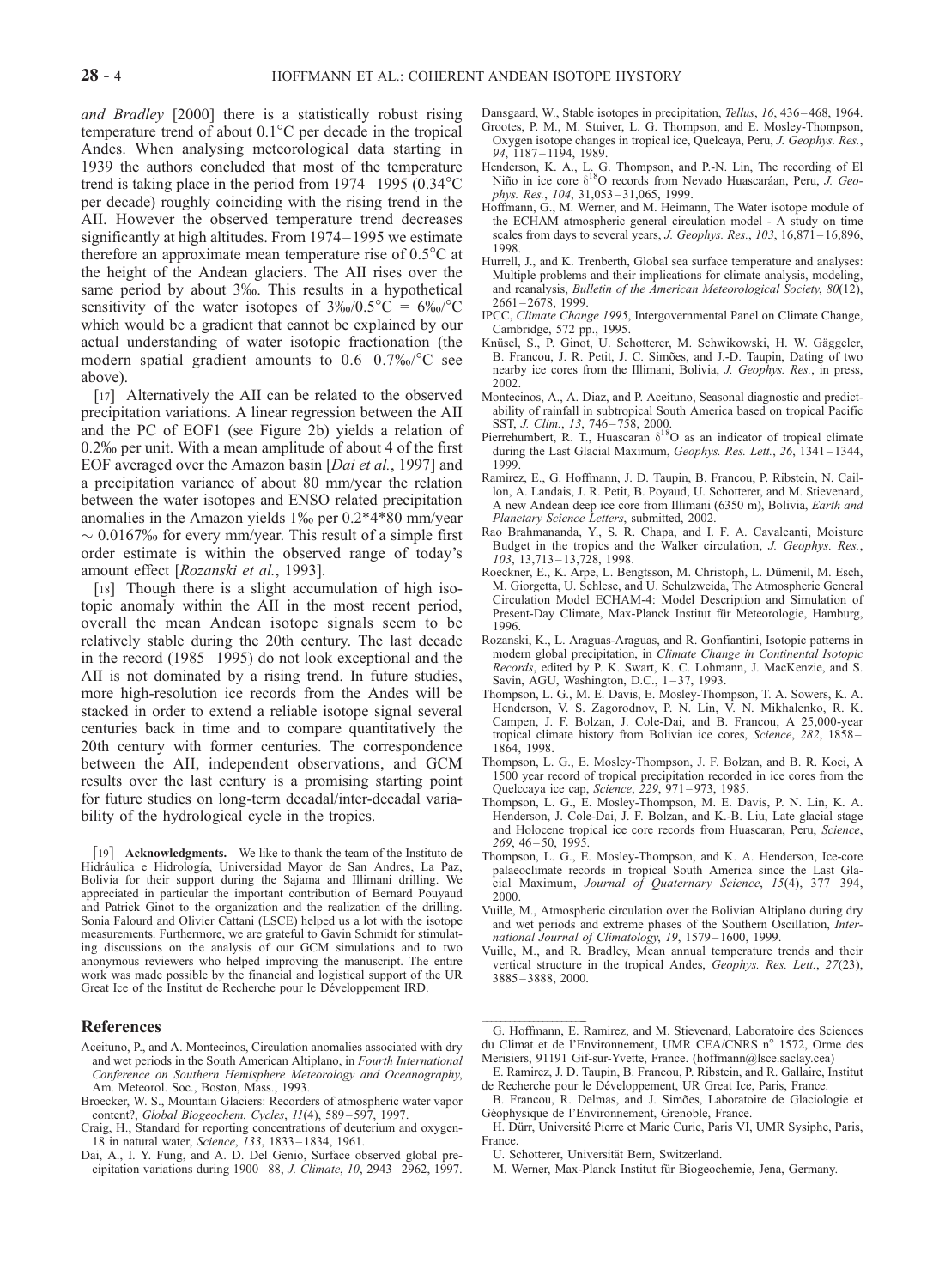*and Bradley* [2000] there is a statistically robust rising temperature trend of about 0.1°C per decade in the tropical Andes. When analysing meteorological data starting in 1939 the authors concluded that most of the temperature trend is taking place in the period from 1974–1995 (0.34°C per decade) roughly coinciding with the rising trend in the AII. However the observed temperature trend decreases significantly at high altitudes. From 1974–1995 we estimate therefore an approximate mean temperature rise of 0.5°C at the height of the Andean glaciers. The AII rises over the same period by about 3‰. This results in a hypothetical sensitivity of the water isotopes of 3‰/0.5°C = 6‰/°C which would be a gradient that cannot be explained by our actual understanding of water isotopic fractionation (the modern spatial gradient amounts to 0.6–0.7‰/°C see above).

[17] Alternatively the AII can be related to the observed precipitation variations. A linear regression between the AII and the PC of EOF1 (see Figure 2b) yields a relation of 0.2‰ per unit. With a mean amplitude of about 4 of the first EOF averaged over the Amazon basin [*Dai et al.*, 1997] and a precipitation variance of about 80 mm/year the relation between the water isotopes and ENSO related precipitation anomalies in the Amazon yields 1‰ per 0.2*4*80 mm/year ~ 0.0167‰ for every mm/year. This result of a simple first order estimate is within the observed range of today's amount effect [*Rozanski et al.*, 1993].

[18] Though there is a slight accumulation of high isotopic anomaly within the AII in the most recent period, overall the mean Andean isotope signals seem to be relatively stable during the 20th century. The last decade in the record (1985–1995) do not look exceptional and the AII is not dominated by a rising trend. In future studies, more high-resolution ice records from the Andes will be stacked in order to extend a reliable isotope signal several centuries back in time and to compare quantitatively the 20th century with former centuries. The correspondence between the AII, independent observations, and GCM results over the last century is a promising starting point for future studies on long-term decadal/inter-decadal variability of the hydrological cycle in the tropics.

[19] **Acknowledgments.** We like to thank the team of the Instituto de Hidráulica e Hidrología, Universidad Mayor de San Andres, La Paz, Bolivia for their support during the Sajama and Illimani drilling. We appreciated in particular the important contribution of Bernard Pouyaud and Patrick Ginot to the organization and the realization of the drilling. Sonia Falourd and Olivier Cattani (LSCE) helped us a lot with the isotope measurements. Furthermore, we are grateful to Gavin Schmidt for stimulating discussions on the analysis of our GCM simulations and to two anonymous reviewers who helped improving the manuscript. The entire work was made possible by the financial and logistical support of the UR Great Ice of the Institut de Recherche pour le Développement IRD.

## References

Aceituno, P., and A. Montecinos, Circulation anomalies associated with dry and wet periods in the South American Altiplano, in *Fourth International Conference on Southern Hemisphere Meteorology and Oceanography*, Am. Meteorol. Soc., Boston, Mass., 1993.

Broecker, W. S., Mountain Glaciers: Recorders of atmospheric water vapor content?, *Global Biogeochem. Cycles*, *11*(4), 589–597, 1997.

Craig, H., Standard for reporting concentrations of deuterium and oxygen-18 in natural water, *Science*, *133*, 1833–1834, 1961.

Dai, A., I. Y. Fung, and A. D. Del Genio, Surface observed global precipitation variations during 1900–88, *J. Climate*, *10*, 2943–2962, 1997.

Dansgaard, W., Stable isotopes in precipitation, *Tellus*, *16*, 436–468, 1964.

Grootes, P. M., M. Stuiver, L. G. Thompson, and E. Mosley-Thompson, Oxygen isotope changes in tropical ice, Quelcaya, Peru, *J. Geophys. Res.*, *94*, 1187–1194, 1989.

Henderson, K. A., L. G. Thompson, and P.-N. Lin, The recording of El Niño in ice core $\delta^{18}$O records from Nevado Huascarán, Peru, *J. Geophys. Res.*, *104*, 31,053–31,065, 1999.

Hoffmann, G., M. Werner, and M. Heimann, The Water isotope module of the ECHAM atmospheric general circulation model - A study on time scales from days to several years, *J. Geophys. Res.*, *103*, 16,871–16,896, 1998.

Hurrell, J., and K. Trenberth, Global sea surface temperature and analyses: Multiple problems and their implications for climate analysis, modeling, and reanalysis, *Bulletin of the American Meteorological Society*, *80*(12), 2661–2678, 1999.

IPCC, *Climate Change 1995*, Intergovernmental Panel on Climate Change, Cambridge, 572 pp., 1995.

Knüsel, S., P. Ginot, U. Schotterer, M. Schwikowski, H. W. Gäggeler, B. Francou, J. R. Petit, J. C. Simões, and J.-D. Taupin, Dating of two nearby ice cores from the Illimani, Bolivia, *J. Geophys. Res.*, in press, 2002.

Montecinos, A., A. Diaz, and P. Aceituno, Seasonal diagnostic and predictability of rainfall in subtropical South America based on tropical Pacific SST, *J. Clim.*, *13*, 746–758, 2000.

Pierrehumbert, R. T., Huascaran $\delta^{18}$O as an indicator of tropical climate during the Last Glacial Maximum, *Geophys. Res. Lett.*, *26*, 1341–1344, 1999.

Ramirez, E., G. Hoffmann, J. D. Taupin, B. Francou, P. Ribstein, N. Caillon, A. Landais, J. R. Petit, B. Poyaud, U. Schotterer, and M. Stievenard, A new Andean deep ice core from Illimani (6350 m), Bolivia, *Earth and Planetary Science Letters*, submitted, 2002.

Rao Brahmananda, Y., S. R. Chapa, and I. F. A. Cavalcanti, Moisture Budget in the tropics and the Walker circulation, *J. Geophys. Res.*, *103*, 13,713–13,728, 1998.

Roeckner, E., K. Arpe, L. Bengtsson, M. Christoph, L. Dümenil, M. Esch, M. Giorgetta, U. Schlese, and U. Schulzweida, The Atmospheric General Circulation Model ECHAM-4: Model Description and Simulation of Present-Day Climate, Max-Planck Institut für Meteorologie, Hamburg, 1996.

Rozanski, K., L. Araguas-Araguas, and R. Gonfiantini, Isotopic patterns in modern global precipitation, in *Climate Change in Continental Isotopic Records*, edited by P. K. Swart, K. C. Lohmann, J. MacKenzie, and S. Savin, AGU, Washington, D.C., 1–37, 1993.

Thompson, L. G., M. E. Davis, E. Mosley-Thompson, T. A. Sowers, K. A. Henderson, V. S. Zagorodnov, P. N. Lin, V. N. Mikhalenko, R. K. Campen, J. F. Bolzan, J. Cole-Dai, and B. Francou, A 25,000-year tropical climate history from Bolivian ice cores, *Science*, *282*, 1858–1864, 1998.

Thompson, L. G., E. Mosley-Thompson, J. F. Bolzan, and B. R. Koci, A 1500 year record of tropical precipitation recorded in ice cores from the Quelccaya ice cap, *Science*, *229*, 971–973, 1985.

Thompson, L. G., E. Mosley-Thompson, M. E. Davis, P. N. Lin, K. A. Henderson, J. Cole-Dai, J. F. Bolzan, and K.-B. Liu, Late glacial stage and Holocene tropical ice core records from Huascaran, Peru, *Science*, *269*, 46–50, 1995.

Thompson, L. G., E. Mosley-Thompson, and K. A. Henderson, Ice-core palaeoclimate records in tropical South America since the Last Glacial Maximum, *Journal of Quaternary Science*, *15*(4), 377–394, 2000.

Vuille, M., Atmospheric circulation over the Bolivian Altiplano during dry and wet periods and extreme phases of the Southern Oscillation, *International Journal of Climatology*, *19*, 1579–1600, 1999.

Vuille, M., and R. Bradley, Mean annual temperature trends and their vertical structure in the tropical Andes, *Geophys. Res. Lett.*, *27*(23), 3885–3888, 2000.

---

G. Hoffmann, E. Ramirez, and M. Stievenard, Laboratoire des Sciences du Climat et de l'Environnement, UMR CEA/CNRS n° 1572, Orme des Merisiers, 91191 Gif-sur-Yvette, France. (hoffmann@lsce.saclay.cea)

E. Ramirez, J. D. Taupin, B. Francou, P. Ribstein, and R. Gallaire, Institut de Recherche pour le Développement, UR Great Ice, Paris, France.

B. Francou, R. Delmas, and J. Simões, Laboratoire de Glaciologie et Géophysique de l'Environnement, Grenoble, France.

H. Dürr, Université Pierre et Marie Curie, Paris VI, UMR Sysiphe, Paris, France.

U. Schotterer, Universität Bern, Switzerland.

M. Werner, Max-Planck Institut für Biogeochemie, Jena, Germany.